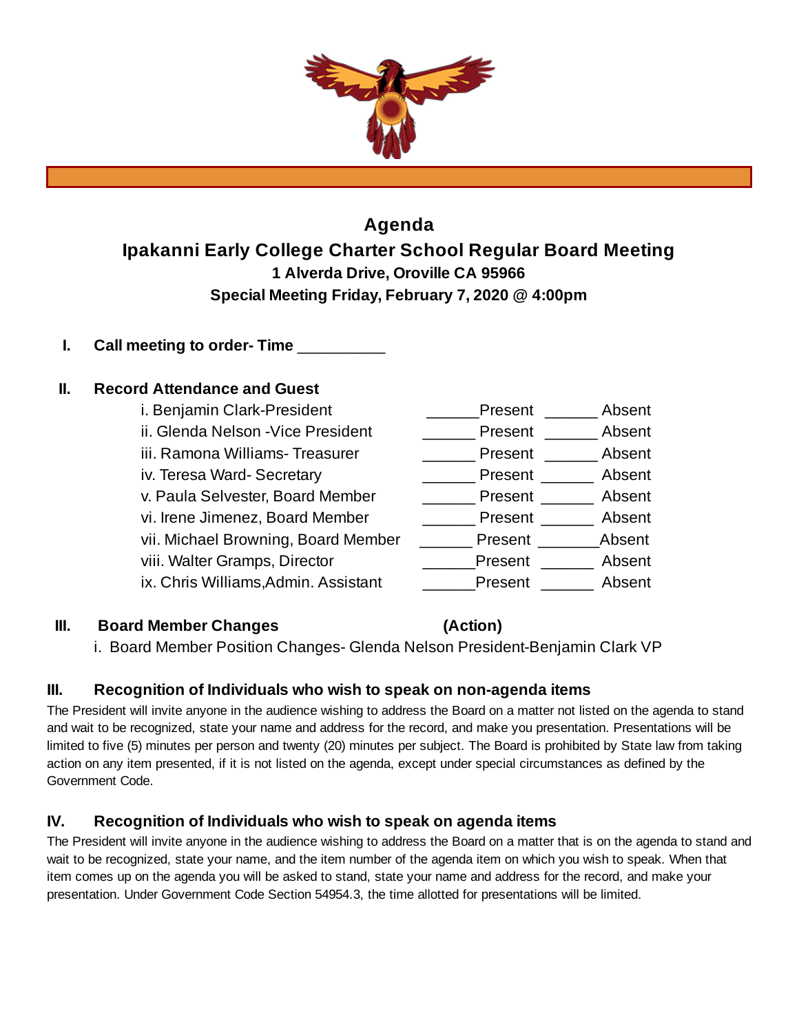# Agenda

## Ipakanni Early College Charter School Regular Board Meeting

**1 Alverda Drive, Oroville CA 95966**

**Special Meeting Friday, February 7, 2020 @ 4:00pm**

**I. Call meeting to order- Time __________**

**II. Record Attendance and Guest**

| | | |
|---|---|---|
| i. Benjamin Clark-President | ______Present | ______ Absent |
| ii. Glenda Nelson -Vice President | ______ Present | ______ Absent |
| iii. Ramona Williams- Treasurer | ______ Present | ______ Absent |
| iv. Teresa Ward- Secretary | ______ Present | ______ Absent |
| v. Paula Selvester, Board Member | ______ Present | ______ Absent |
| vi. Irene Jimenez, Board Member | ______ Present | ______ Absent |
| vii. Michael Browning, Board Member | ______ Present | _______Absent |
| viii. Walter Gramps, Director | ______Present | ______ Absent |
| ix. Chris Williams,Admin. Assistant | ______Present | ______ Absent |

**III. Board Member Changes (Action)**

i. Board Member Position Changes- Glenda Nelson President-Benjamin Clark VP

**III. Recognition of Individuals who wish to speak on non-agenda items**

The President will invite anyone in the audience wishing to address the Board on a matter not listed on the agenda to stand and wait to be recognized, state your name and address for the record, and make you presentation. Presentations will be limited to five (5) minutes per person and twenty (20) minutes per subject. The Board is prohibited by State law from taking action on any item presented, if it is not listed on the agenda, except under special circumstances as defined by the Government Code.

**IV. Recognition of Individuals who wish to speak on agenda items**

The President will invite anyone in the audience wishing to address the Board on a matter that is on the agenda to stand and wait to be recognized, state your name, and the item number of the agenda item on which you wish to speak. When that item comes up on the agenda you will be asked to stand, state your name and address for the record, and make your presentation. Under Government Code Section 54954.3, the time allotted for presentations will be limited.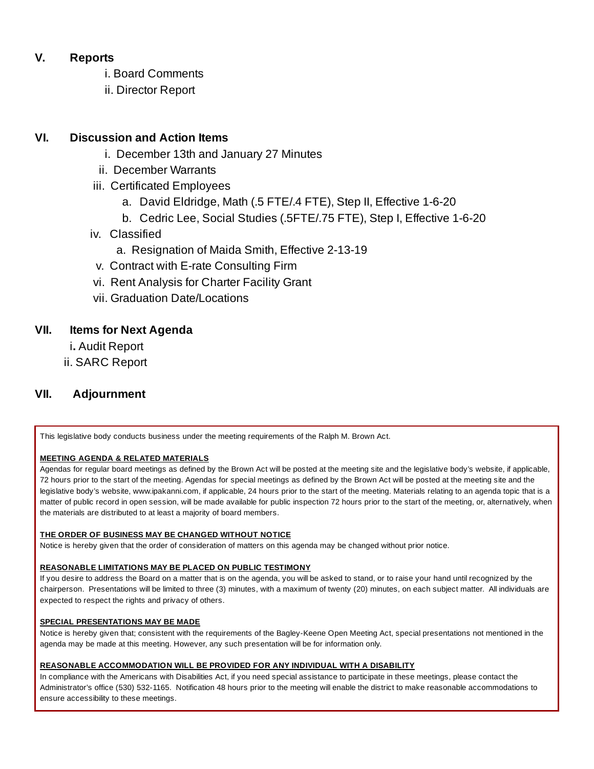## V. Reports

i. Board Comments

ii. Director Report

## VI. Discussion and Action Items

i. December 13th and January 27 Minutes

ii. December Warrants

iii. Certificated Employees

a. David Eldridge, Math (.5 FTE/.4 FTE), Step II, Effective 1-6-20

b. Cedric Lee, Social Studies (.5FTE/.75 FTE), Step I, Effective 1-6-20

iv. Classified

a. Resignation of Maida Smith, Effective 2-13-19

v. Contract with E-rate Consulting Firm

vi. Rent Analysis for Charter Facility Grant

vii. Graduation Date/Locations

## VII. Items for Next Agenda

i**.** Audit Report

ii. SARC Report

## VII. Adjournment

This legislative body conducts business under the meeting requirements of the Ralph M. Brown Act.

**MEETING AGENDA & RELATED MATERIALS**

Agendas for regular board meetings as defined by the Brown Act will be posted at the meeting site and the legislative body's website, if applicable, 72 hours prior to the start of the meeting. Agendas for special meetings as defined by the Brown Act will be posted at the meeting site and the legislative body's website, www.ipakanni.com, if applicable, 24 hours prior to the start of the meeting. Materials relating to an agenda topic that is a matter of public record in open session, will be made available for public inspection 72 hours prior to the start of the meeting, or, alternatively, when the materials are distributed to at least a majority of board members.

**THE ORDER OF BUSINESS MAY BE CHANGED WITHOUT NOTICE**

Notice is hereby given that the order of consideration of matters on this agenda may be changed without prior notice.

**REASONABLE LIMITATIONS MAY BE PLACED ON PUBLIC TESTIMONY**

If you desire to address the Board on a matter that is on the agenda, you will be asked to stand, or to raise your hand until recognized by the chairperson. Presentations will be limited to three (3) minutes, with a maximum of twenty (20) minutes, on each subject matter. All individuals are expected to respect the rights and privacy of others.

**SPECIAL PRESENTATIONS MAY BE MADE**

Notice is hereby given that; consistent with the requirements of the Bagley-Keene Open Meeting Act, special presentations not mentioned in the agenda may be made at this meeting. However, any such presentation will be for information only.

**REASONABLE ACCOMMODATION WILL BE PROVIDED FOR ANY INDIVIDUAL WITH A DISABILITY**

In compliance with the Americans with Disabilities Act, if you need special assistance to participate in these meetings, please contact the Administrator's office (530) 532-1165. Notification 48 hours prior to the meeting will enable the district to make reasonable accommodations to ensure accessibility to these meetings.